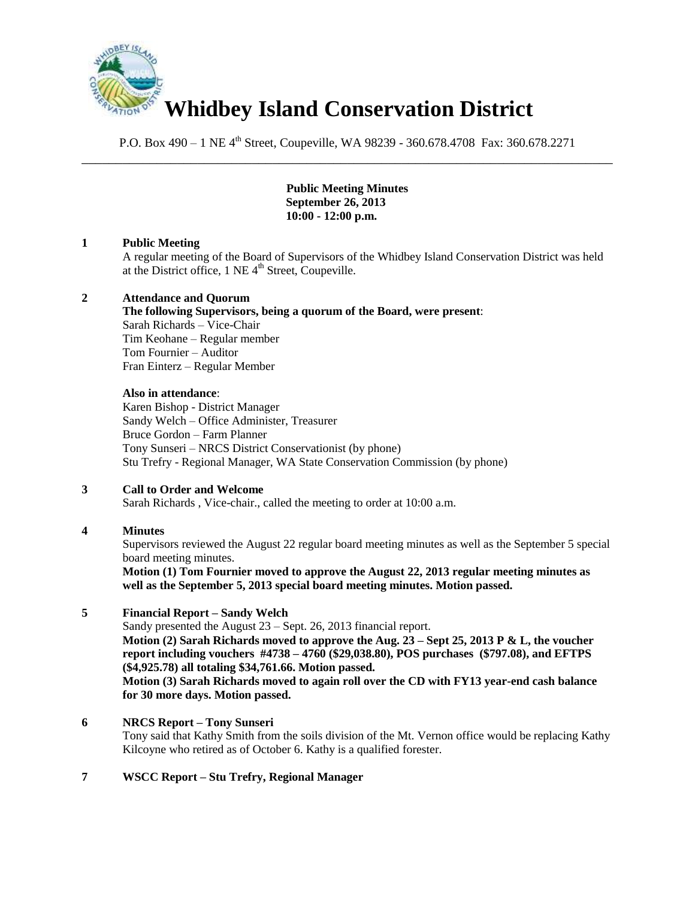# Whidbey Island Conservation District

P.O. Box 490 – 1 NE 4th Street, Coupeville, WA 98239 - 360.678.4708 Fax: 360.678.2271

---

**Public Meeting Minutes**
**September 26, 2013**
**10:00 - 12:00 p.m.**

**1 Public Meeting**

A regular meeting of the Board of Supervisors of the Whidbey Island Conservation District was held at the District office, 1 NE 4th Street, Coupeville.

**2 Attendance and Quorum**

**The following Supervisors, being a quorum of the Board, were present**:
Sarah Richards – Vice-Chair
Tim Keohane – Regular member
Tom Fournier – Auditor
Fran Einterz – Regular Member

**Also in attendance**:
Karen Bishop - District Manager
Sandy Welch – Office Administer, Treasurer
Bruce Gordon – Farm Planner
Tony Sunseri – NRCS District Conservationist (by phone)
Stu Trefry - Regional Manager, WA State Conservation Commission (by phone)

**3 Call to Order and Welcome**

Sarah Richards , Vice-chair., called the meeting to order at 10:00 a.m.

**4 Minutes**

Supervisors reviewed the August 22 regular board meeting minutes as well as the September 5 special board meeting minutes.

**Motion (1) Tom Fournier moved to approve the August 22, 2013 regular meeting minutes as well as the September 5, 2013 special board meeting minutes. Motion passed.**

**5 Financial Report – Sandy Welch**

Sandy presented the August 23 – Sept. 26, 2013 financial report.

**Motion (2) Sarah Richards moved to approve the Aug. 23 – Sept 25, 2013 P & L, the voucher report including vouchers #4738 – 4760 ($29,038.80), POS purchases ($797.08), and EFTPS ($4,925.78) all totaling $34,761.66. Motion passed.**

**Motion (3) Sarah Richards moved to again roll over the CD with FY13 year-end cash balance for 30 more days. Motion passed.**

**6 NRCS Report – Tony Sunseri**

Tony said that Kathy Smith from the soils division of the Mt. Vernon office would be replacing Kathy Kilcoyne who retired as of October 6. Kathy is a qualified forester.

**7 WSCC Report – Stu Trefry, Regional Manager**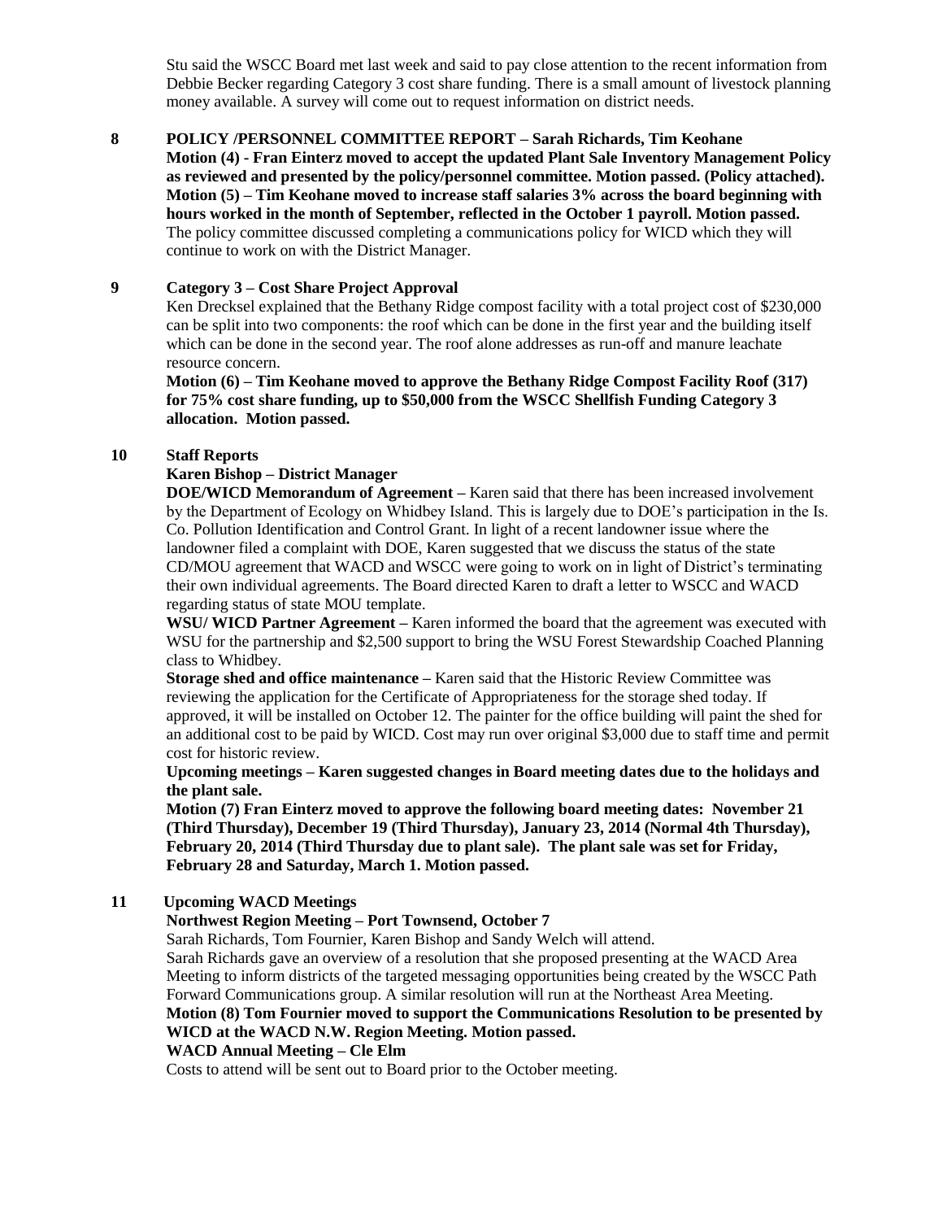Stu said the WSCC Board met last week and said to pay close attention to the recent information from Debbie Becker regarding Category 3 cost share funding. There is a small amount of livestock planning money available. A survey will come out to request information on district needs.

**8 POLICY /PERSONNEL COMMITTEE REPORT – Sarah Richards, Tim Keohane**

**Motion (4) - Fran Einterz moved to accept the updated Plant Sale Inventory Management Policy as reviewed and presented by the policy/personnel committee. Motion passed. (Policy attached).**

**Motion (5) – Tim Keohane moved to increase staff salaries 3% across the board beginning with hours worked in the month of September, reflected in the October 1 payroll. Motion passed.**

The policy committee discussed completing a communications policy for WICD which they will continue to work on with the District Manager.

**9 Category 3 – Cost Share Project Approval**

Ken Drecksel explained that the Bethany Ridge compost facility with a total project cost of $230,000 can be split into two components: the roof which can be done in the first year and the building itself which can be done in the second year. The roof alone addresses as run-off and manure leachate resource concern.

**Motion (6) – Tim Keohane moved to approve the Bethany Ridge Compost Facility Roof (317) for 75% cost share funding, up to $50,000 from the WSCC Shellfish Funding Category 3 allocation. Motion passed.**

**10 Staff Reports**

**Karen Bishop – District Manager**

**DOE/WICD Memorandum of Agreement –** Karen said that there has been increased involvement by the Department of Ecology on Whidbey Island. This is largely due to DOE's participation in the Is. Co. Pollution Identification and Control Grant. In light of a recent landowner issue where the landowner filed a complaint with DOE, Karen suggested that we discuss the status of the state CD/MOU agreement that WACD and WSCC were going to work on in light of District's terminating their own individual agreements. The Board directed Karen to draft a letter to WSCC and WACD regarding status of state MOU template.

**WSU/ WICD Partner Agreement –** Karen informed the board that the agreement was executed with WSU for the partnership and $2,500 support to bring the WSU Forest Stewardship Coached Planning class to Whidbey.

**Storage shed and office maintenance –** Karen said that the Historic Review Committee was reviewing the application for the Certificate of Appropriateness for the storage shed today. If approved, it will be installed on October 12. The painter for the office building will paint the shed for an additional cost to be paid by WICD. Cost may run over original $3,000 due to staff time and permit cost for historic review.

**Upcoming meetings – Karen suggested changes in Board meeting dates due to the holidays and the plant sale.**

**Motion (7) Fran Einterz moved to approve the following board meeting dates: November 21 (Third Thursday), December 19 (Third Thursday), January 23, 2014 (Normal 4th Thursday), February 20, 2014 (Third Thursday due to plant sale). The plant sale was set for Friday, February 28 and Saturday, March 1. Motion passed.**

**11 Upcoming WACD Meetings**

**Northwest Region Meeting – Port Townsend, October 7**

Sarah Richards, Tom Fournier, Karen Bishop and Sandy Welch will attend.

Sarah Richards gave an overview of a resolution that she proposed presenting at the WACD Area Meeting to inform districts of the targeted messaging opportunities being created by the WSCC Path Forward Communications group. A similar resolution will run at the Northeast Area Meeting.

**Motion (8) Tom Fournier moved to support the Communications Resolution to be presented by WICD at the WACD N.W. Region Meeting. Motion passed.**

**WACD Annual Meeting – Cle Elm**

Costs to attend will be sent out to Board prior to the October meeting.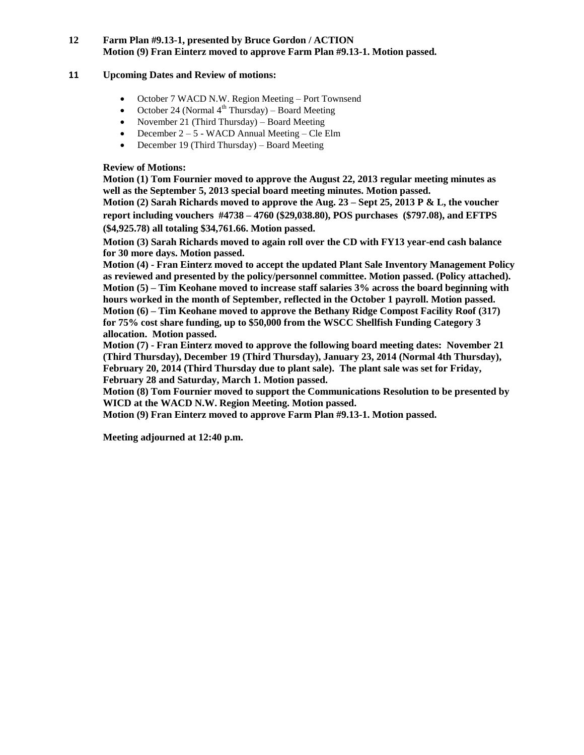**12 Farm Plan #9.13-1, presented by Bruce Gordon / ACTION**
**Motion (9) Fran Einterz moved to approve Farm Plan #9.13-1. Motion passed.**

**11 Upcoming Dates and Review of motions:**

- October 7 WACD N.W. Region Meeting – Port Townsend
- October 24 (Normal 4th Thursday) – Board Meeting
- November 21 (Third Thursday) – Board Meeting
- December 2 – 5 - WACD Annual Meeting – Cle Elm
- December 19 (Third Thursday) – Board Meeting

**Review of Motions:**

**Motion (1) Tom Fournier moved to approve the August 22, 2013 regular meeting minutes as well as the September 5, 2013 special board meeting minutes. Motion passed.**

**Motion (2) Sarah Richards moved to approve the Aug. 23 – Sept 25, 2013 P & L, the voucher report including vouchers #4738 – 4760 ($29,038.80), POS purchases ($797.08), and EFTPS ($4,925.78) all totaling $34,761.66. Motion passed.**

**Motion (3) Sarah Richards moved to again roll over the CD with FY13 year-end cash balance for 30 more days. Motion passed.**

**Motion (4) - Fran Einterz moved to accept the updated Plant Sale Inventory Management Policy as reviewed and presented by the policy/personnel committee. Motion passed. (Policy attached).**

**Motion (5) – Tim Keohane moved to increase staff salaries 3% across the board beginning with hours worked in the month of September, reflected in the October 1 payroll. Motion passed.**

**Motion (6) – Tim Keohane moved to approve the Bethany Ridge Compost Facility Roof (317) for 75% cost share funding, up to $50,000 from the WSCC Shellfish Funding Category 3 allocation. Motion passed.**

**Motion (7) - Fran Einterz moved to approve the following board meeting dates: November 21 (Third Thursday), December 19 (Third Thursday), January 23, 2014 (Normal 4th Thursday), February 20, 2014 (Third Thursday due to plant sale). The plant sale was set for Friday, February 28 and Saturday, March 1. Motion passed.**

**Motion (8) Tom Fournier moved to support the Communications Resolution to be presented by WICD at the WACD N.W. Region Meeting. Motion passed.**

**Motion (9) Fran Einterz moved to approve Farm Plan #9.13-1. Motion passed.**

**Meeting adjourned at 12:40 p.m.**